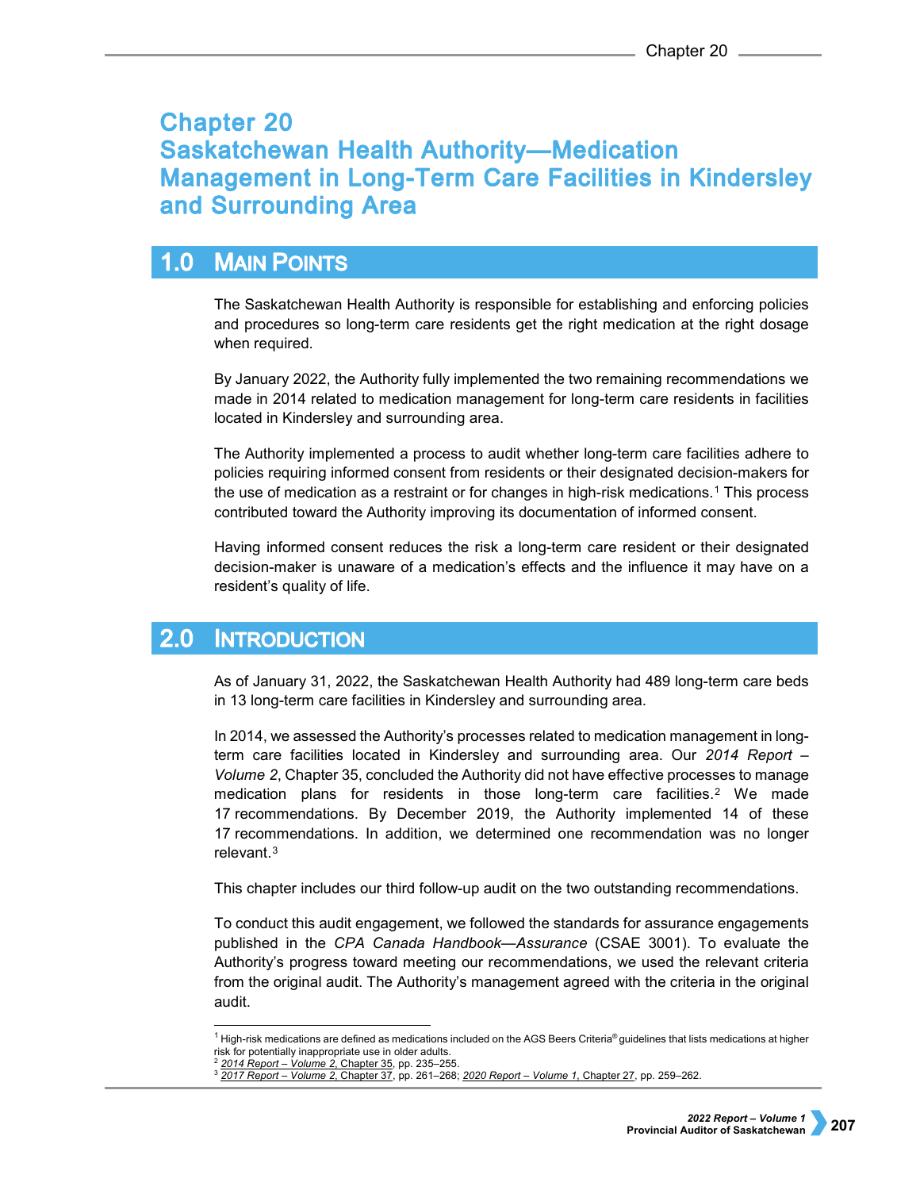# Chapter 20
# Saskatchewan Health Authority—Medication Management in Long-Term Care Facilities in Kindersley and Surrounding Area

## 1.0 Main Points

The Saskatchewan Health Authority is responsible for establishing and enforcing policies and procedures so long-term care residents get the right medication at the right dosage when required.

By January 2022, the Authority fully implemented the two remaining recommendations we made in 2014 related to medication management for long-term care residents in facilities located in Kindersley and surrounding area.

The Authority implemented a process to audit whether long-term care facilities adhere to policies requiring informed consent from residents or their designated decision-makers for the use of medication as a restraint or for changes in high-risk medications.[1] This process contributed toward the Authority improving its documentation of informed consent.

Having informed consent reduces the risk a long-term care resident or their designated decision-maker is unaware of a medication's effects and the influence it may have on a resident's quality of life.

## 2.0 Introduction

As of January 31, 2022, the Saskatchewan Health Authority had 489 long-term care beds in 13 long-term care facilities in Kindersley and surrounding area.

In 2014, we assessed the Authority's processes related to medication management in long-term care facilities located in Kindersley and surrounding area. Our *2014 Report – Volume 2*, Chapter 35, concluded the Authority did not have effective processes to manage medication plans for residents in those long-term care facilities.[2] We made 17 recommendations. By December 2019, the Authority implemented 14 of these 17 recommendations. In addition, we determined one recommendation was no longer relevant.[3]

This chapter includes our third follow-up audit on the two outstanding recommendations.

To conduct this audit engagement, we followed the standards for assurance engagements published in the *CPA Canada Handbook—Assurance* (CSAE 3001). To evaluate the Authority's progress toward meeting our recommendations, we used the relevant criteria from the original audit. The Authority's management agreed with the criteria in the original audit.

---

[1] High-risk medications are defined as medications included on the AGS Beers Criteria® guidelines that lists medications at higher risk for potentially inappropriate use in older adults.
[2] *2014 Report – Volume 2*, Chapter 35, pp. 235–255.
[3] *2017 Report – Volume 2*, Chapter 37, pp. 261–268; *2020 Report – Volume 1*, Chapter 27, pp. 259–262.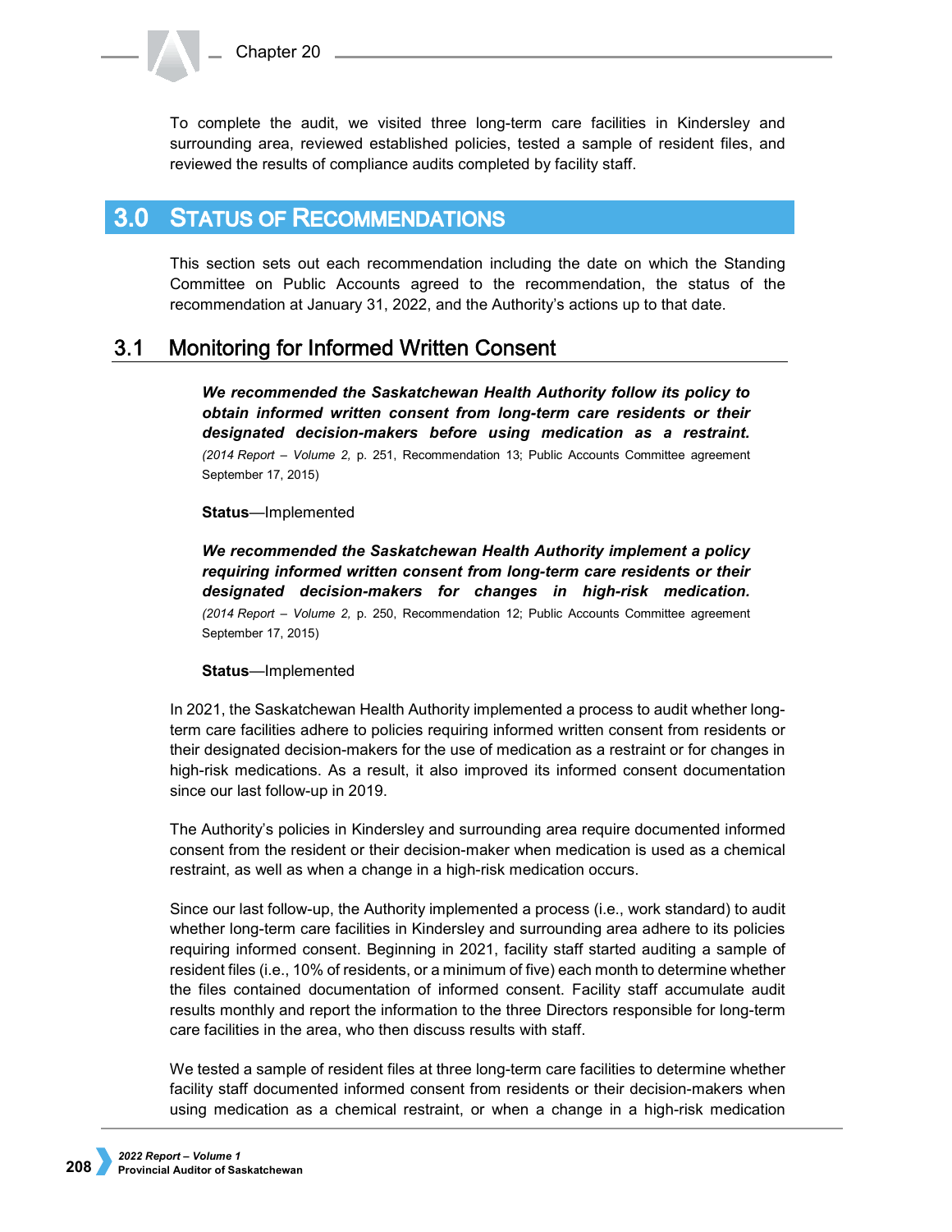To complete the audit, we visited three long-term care facilities in Kindersley and surrounding area, reviewed established policies, tested a sample of resident files, and reviewed the results of compliance audits completed by facility staff.

# 3.0 Status of Recommendations

This section sets out each recommendation including the date on which the Standing Committee on Public Accounts agreed to the recommendation, the status of the recommendation at January 31, 2022, and the Authority's actions up to that date.

## 3.1 Monitoring for Informed Written Consent

***We recommended the Saskatchewan Health Authority follow its policy to obtain informed written consent from long-term care residents or their designated decision-makers before using medication as a restraint.*** (*2014 Report – Volume 2,* p. 251, Recommendation 13; Public Accounts Committee agreement September 17, 2015)

**Status**—Implemented

***We recommended the Saskatchewan Health Authority implement a policy requiring informed written consent from long-term care residents or their designated decision-makers for changes in high-risk medication.*** (*2014 Report – Volume 2,* p. 250, Recommendation 12; Public Accounts Committee agreement September 17, 2015)

**Status**—Implemented

In 2021, the Saskatchewan Health Authority implemented a process to audit whether long-term care facilities adhere to policies requiring informed written consent from residents or their designated decision-makers for the use of medication as a restraint or for changes in high-risk medications. As a result, it also improved its informed consent documentation since our last follow-up in 2019.

The Authority's policies in Kindersley and surrounding area require documented informed consent from the resident or their decision-maker when medication is used as a chemical restraint, as well as when a change in a high-risk medication occurs.

Since our last follow-up, the Authority implemented a process (i.e., work standard) to audit whether long-term care facilities in Kindersley and surrounding area adhere to its policies requiring informed consent. Beginning in 2021, facility staff started auditing a sample of resident files (i.e., 10% of residents, or a minimum of five) each month to determine whether the files contained documentation of informed consent. Facility staff accumulate audit results monthly and report the information to the three Directors responsible for long-term care facilities in the area, who then discuss results with staff.

We tested a sample of resident files at three long-term care facilities to determine whether facility staff documented informed consent from residents or their decision-makers when using medication as a chemical restraint, or when a change in a high-risk medication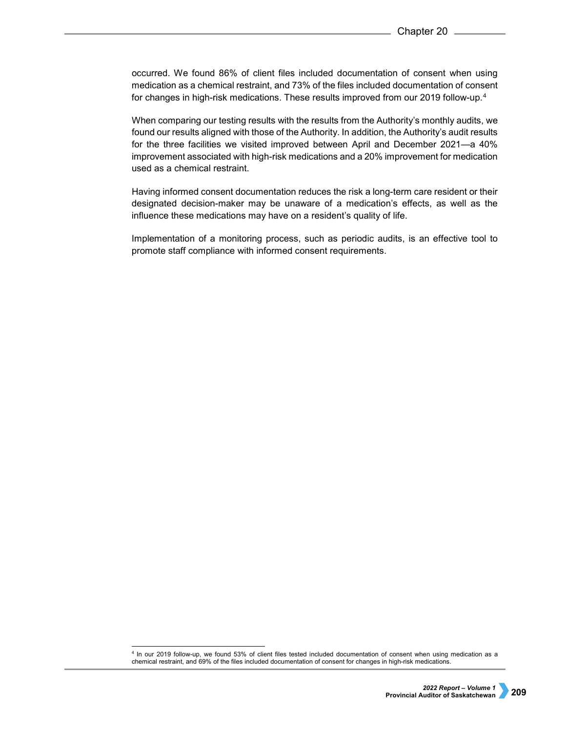occurred. We found 86% of client files included documentation of consent when using medication as a chemical restraint, and 73% of the files included documentation of consent for changes in high-risk medications. These results improved from our 2019 follow-up.[4]

When comparing our testing results with the results from the Authority's monthly audits, we found our results aligned with those of the Authority. In addition, the Authority's audit results for the three facilities we visited improved between April and December 2021—a 40% improvement associated with high-risk medications and a 20% improvement for medication used as a chemical restraint.

Having informed consent documentation reduces the risk a long-term care resident or their designated decision-maker may be unaware of a medication's effects, as well as the influence these medications may have on a resident's quality of life.

Implementation of a monitoring process, such as periodic audits, is an effective tool to promote staff compliance with informed consent requirements.

[4] In our 2019 follow-up, we found 53% of client files tested included documentation of consent when using medication as a chemical restraint, and 69% of the files included documentation of consent for changes in high-risk medications.